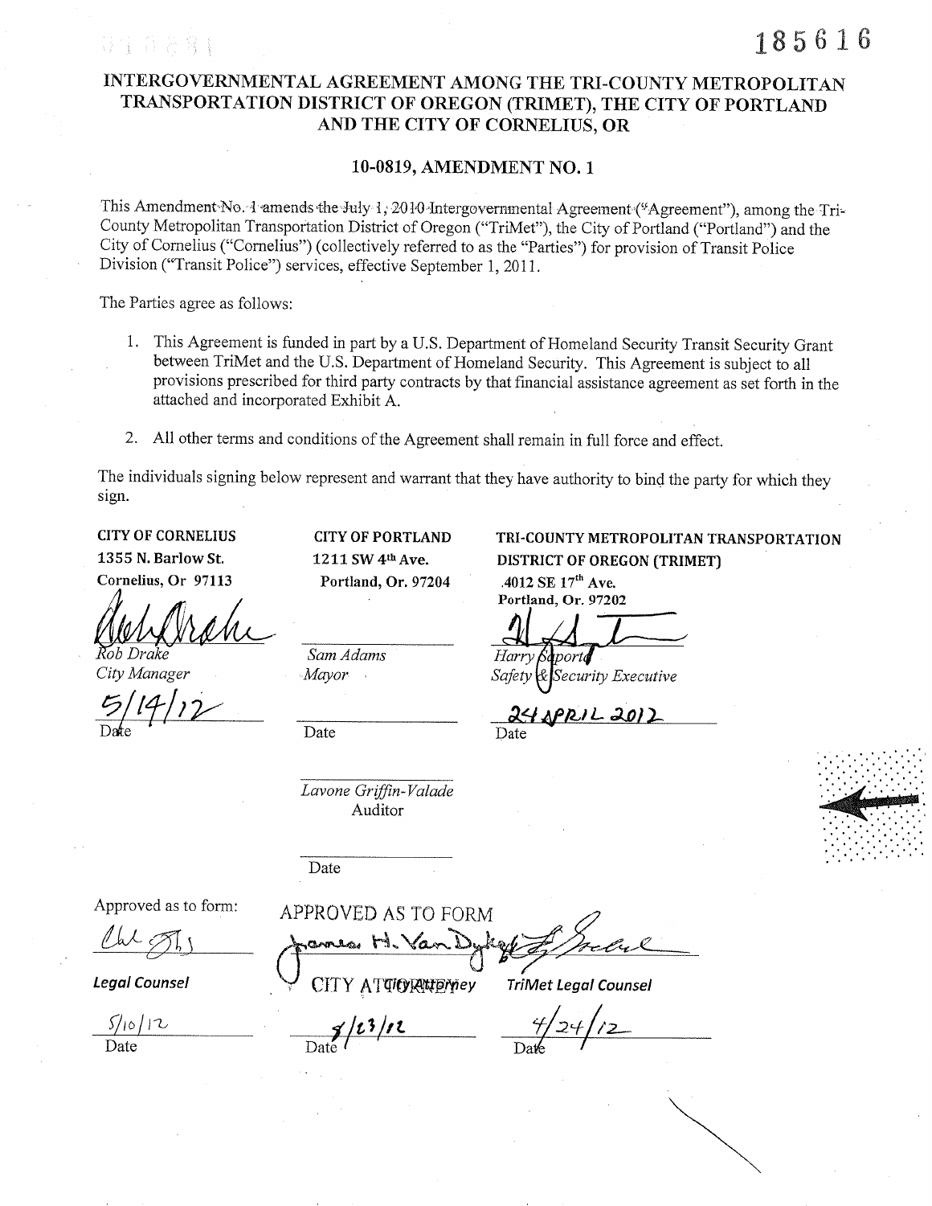185616

# INTERGOVERNMENTAL AGREEMENT AMONG THE TRI-COUNTY METROPOLITAN TRANSPORTATION DISTRICT OF OREGON (TRIMET), THE CITY OF PORTLAND AND THE CITY OF CORNELIUS, OR

## 10-0819, AMENDMENT NO. 1

This Amendment No. 1 amends the July 1, 2010 Intergovernmental Agreement ("Agreement"), among the Tri-County Metropolitan Transportation District of Oregon ("TriMet"), the City of Portland ("Portland") and the City of Cornelius ("Cornelius") (collectively referred to as the "Parties") for provision of Transit Police Division ("Transit Police") services, effective September 1, 2011.

The Parties agree as follows:

1. This Agreement is funded in part by a U.S. Department of Homeland Security Transit Security Grant between TriMet and the U.S. Department of Homeland Security. This Agreement is subject to all provisions prescribed for third party contracts by that financial assistance agreement as set forth in the attached and incorporated Exhibit A.
2. All other terms and conditions of the Agreement shall remain in full force and effect.

The individuals signing below represent and warrant that they have authority to bind the party for which they sign.

**CITY OF CORNELIUS**
**1355 N. Barlow St.**
**Cornelius, Or 97113**

*Rob Drake*
*City Manager*

5/14/12
Date

**CITY OF PORTLAND**
**1211 SW 4th Ave.**
**Portland, Or. 97204**

*Sam Adams*
*Mayor*

Date

*Lavone Griffin-Valade*
Auditor

Date

**TRI-COUNTY METROPOLITAN TRANSPORTATION DISTRICT OF OREGON (TRIMET)**
**4012 SE 17th Ave.**
**Portland, Or. 97202**

*Harry Saporta*
*Safety & Security Executive*

24 APRIL 2012
Date

Approved as to form:

***Legal Counsel***

5/10/12
Date

APPROVED AS TO FORM
James H. Van Dyke
CITY ATTORNEY

5/23/12
Date

***TriMet Legal Counsel***

4/24/12
Date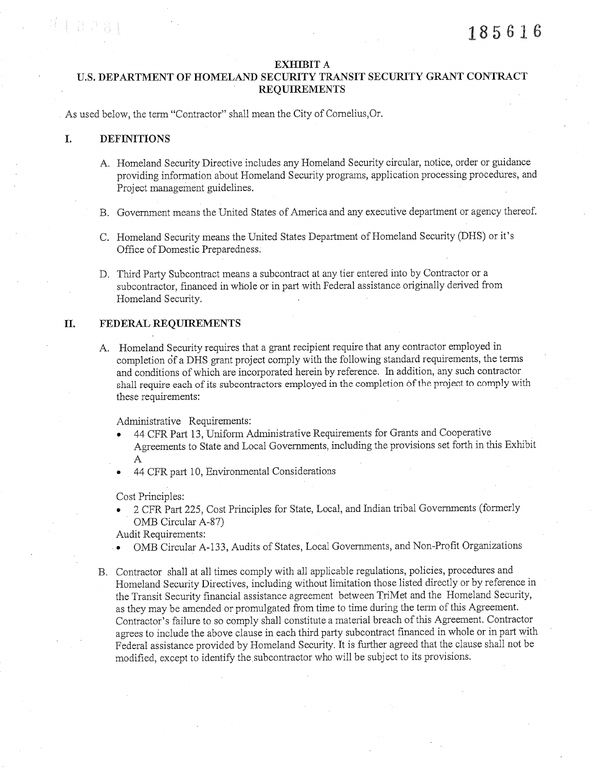185616

# EXHIBIT A

## U.S. DEPARTMENT OF HOMELAND SECURITY TRANSIT SECURITY GRANT CONTRACT REQUIREMENTS

As used below, the term "Contractor" shall mean the City of Cornelius,Or.

### I. DEFINITIONS

A. Homeland Security Directive includes any Homeland Security circular, notice, order or guidance providing information about Homeland Security programs, application processing procedures, and Project management guidelines.

B. Government means the United States of America and any executive department or agency thereof.

C. Homeland Security means the United States Department of Homeland Security (DHS) or it's Office of Domestic Preparedness.

D. Third Party Subcontract means a subcontract at any tier entered into by Contractor or a subcontractor, financed in whole or in part with Federal assistance originally derived from Homeland Security.

### II. FEDERAL REQUIREMENTS

A. Homeland Security requires that a grant recipient require that any contractor employed in completion of a DHS grant project comply with the following standard requirements, the terms and conditions of which are incorporated herein by reference. In addition, any such contractor shall require each of its subcontractors employed in the completion of the project to comply with these requirements:

Administrative Requirements:

- 44 CFR Part 13, Uniform Administrative Requirements for Grants and Cooperative Agreements to State and Local Governments, including the provisions set forth in this Exhibit A
- 44 CFR part 10, Environmental Considerations

Cost Principles:

- 2 CFR Part 225, Cost Principles for State, Local, and Indian tribal Governments (formerly OMB Circular A-87)

Audit Requirements:

- OMB Circular A-133, Audits of States, Local Governments, and Non-Profit Organizations

B. Contractor shall at all times comply with all applicable regulations, policies, procedures and Homeland Security Directives, including without limitation those listed directly or by reference in the Transit Security financial assistance agreement between TriMet and the Homeland Security, as they may be amended or promulgated from time to time during the term of this Agreement. Contractor's failure to so comply shall constitute a material breach of this Agreement. Contractor agrees to include the above clause in each third party subcontract financed in whole or in part with Federal assistance provided by Homeland Security. It is further agreed that the clause shall not be modified, except to identify the subcontractor who will be subject to its provisions.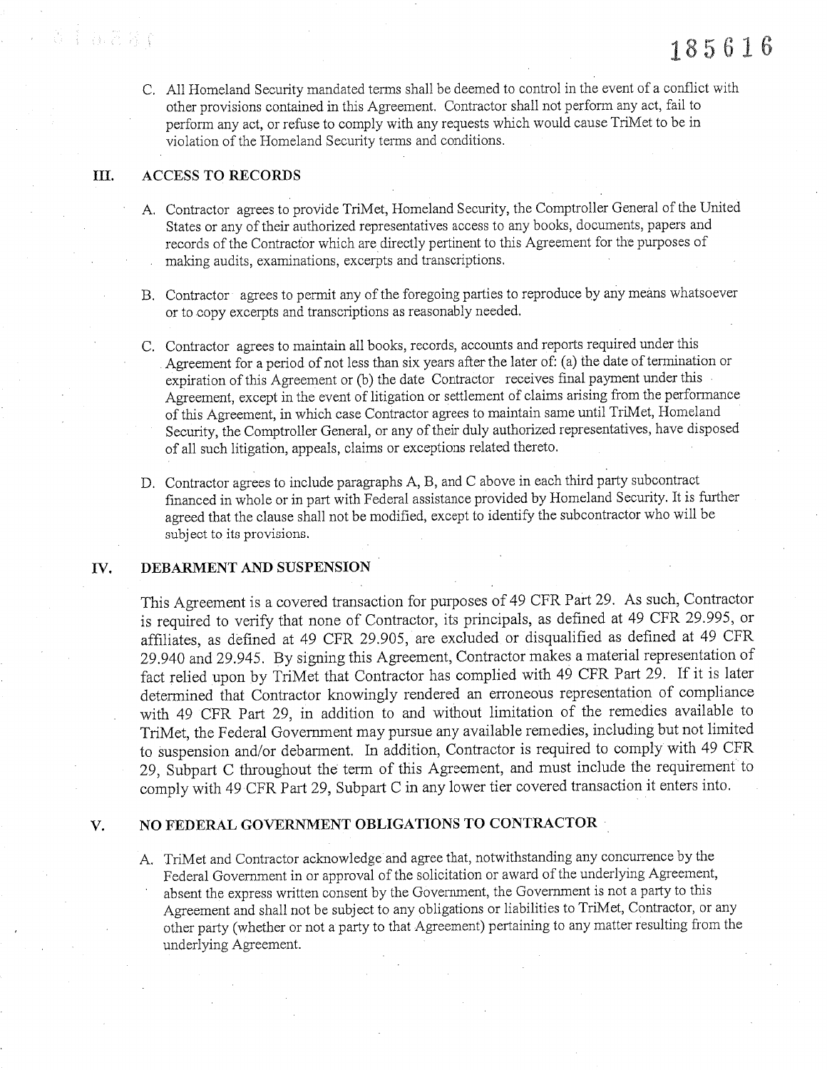C. All Homeland Security mandated terms shall be deemed to control in the event of a conflict with other provisions contained in this Agreement. Contractor shall not perform any act, fail to perform any act, or refuse to comply with any requests which would cause TriMet to be in violation of the Homeland Security terms and conditions.

## III. ACCESS TO RECORDS

A. Contractor agrees to provide TriMet, Homeland Security, the Comptroller General of the United States or any of their authorized representatives access to any books, documents, papers and records of the Contractor which are directly pertinent to this Agreement for the purposes of making audits, examinations, excerpts and transcriptions.

B. Contractor agrees to permit any of the foregoing parties to reproduce by any means whatsoever or to copy excerpts and transcriptions as reasonably needed.

C. Contractor agrees to maintain all books, records, accounts and reports required under this Agreement for a period of not less than six years after the later of: (a) the date of termination or expiration of this Agreement or (b) the date Contractor receives final payment under this Agreement, except in the event of litigation or settlement of claims arising from the performance of this Agreement, in which case Contractor agrees to maintain same until TriMet, Homeland Security, the Comptroller General, or any of their duly authorized representatives, have disposed of all such litigation, appeals, claims or exceptions related thereto.

D. Contractor agrees to include paragraphs A, B, and C above in each third party subcontract financed in whole or in part with Federal assistance provided by Homeland Security. It is further agreed that the clause shall not be modified, except to identify the subcontractor who will be subject to its provisions.

## IV. DEBARMENT AND SUSPENSION

This Agreement is a covered transaction for purposes of 49 CFR Part 29. As such, Contractor is required to verify that none of Contractor, its principals, as defined at 49 CFR 29.995, or affiliates, as defined at 49 CFR 29.905, are excluded or disqualified as defined at 49 CFR 29.940 and 29.945. By signing this Agreement, Contractor makes a material representation of fact relied upon by TriMet that Contractor has complied with 49 CFR Part 29. If it is later determined that Contractor knowingly rendered an erroneous representation of compliance with 49 CFR Part 29, in addition to and without limitation of the remedies available to TriMet, the Federal Government may pursue any available remedies, including but not limited to suspension and/or debarment. In addition, Contractor is required to comply with 49 CFR 29, Subpart C throughout the term of this Agreement, and must include the requirement to comply with 49 CFR Part 29, Subpart C in any lower tier covered transaction it enters into.

## V. NO FEDERAL GOVERNMENT OBLIGATIONS TO CONTRACTOR

A. TriMet and Contractor acknowledge and agree that, notwithstanding any concurrence by the Federal Government in or approval of the solicitation or award of the underlying Agreement, absent the express written consent by the Government, the Government is not a party to this Agreement and shall not be subject to any obligations or liabilities to TriMet, Contractor, or any other party (whether or not a party to that Agreement) pertaining to any matter resulting from the underlying Agreement.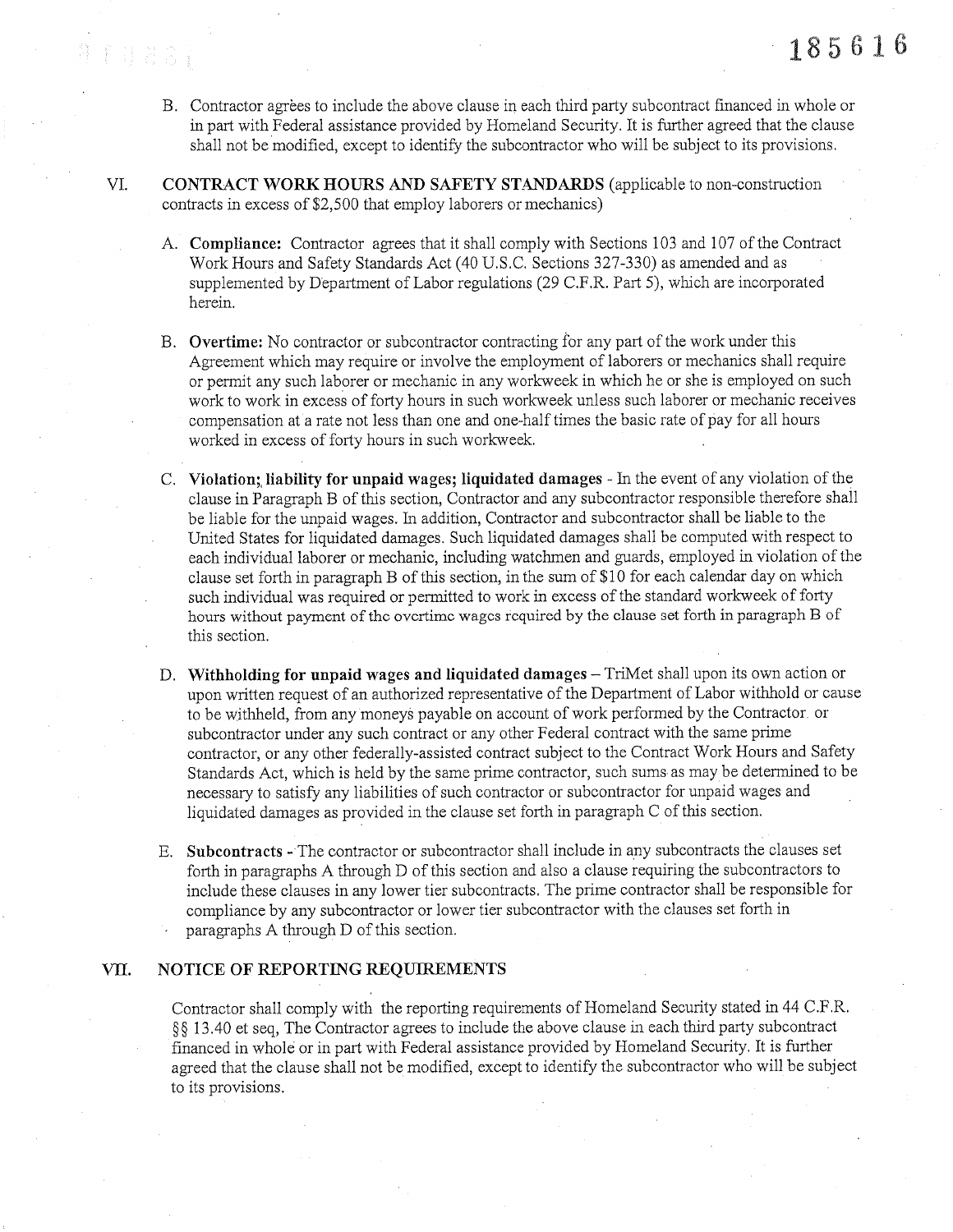B. Contractor agrees to include the above clause in each third party subcontract financed in whole or in part with Federal assistance provided by Homeland Security. It is further agreed that the clause shall not be modified, except to identify the subcontractor who will be subject to its provisions.

VI. **CONTRACT WORK HOURS AND SAFETY STANDARDS** (applicable to non-construction contracts in excess of $2,500 that employ laborers or mechanics)

A. **Compliance:** Contractor agrees that it shall comply with Sections 103 and 107 of the Contract Work Hours and Safety Standards Act (40 U.S.C. Sections 327-330) as amended and as supplemented by Department of Labor regulations (29 C.F.R. Part 5), which are incorporated herein.

B. **Overtime:** No contractor or subcontractor contracting for any part of the work under this Agreement which may require or involve the employment of laborers or mechanics shall require or permit any such laborer or mechanic in any workweek in which he or she is employed on such work to work in excess of forty hours in such workweek unless such laborer or mechanic receives compensation at a rate not less than one and one-half times the basic rate of pay for all hours worked in excess of forty hours in such workweek.

C. **Violation; liability for unpaid wages; liquidated damages** - In the event of any violation of the clause in Paragraph B of this section, Contractor and any subcontractor responsible therefore shall be liable for the unpaid wages. In addition, Contractor and subcontractor shall be liable to the United States for liquidated damages. Such liquidated damages shall be computed with respect to each individual laborer or mechanic, including watchmen and guards, employed in violation of the clause set forth in paragraph B of this section, in the sum of $10 for each calendar day on which such individual was required or permitted to work in excess of the standard workweek of forty hours without payment of the overtime wages required by the clause set forth in paragraph B of this section.

D. **Withholding for unpaid wages and liquidated damages** – TriMet shall upon its own action or upon written request of an authorized representative of the Department of Labor withhold or cause to be withheld, from any moneys payable on account of work performed by the Contractor or subcontractor under any such contract or any other Federal contract with the same prime contractor, or any other federally-assisted contract subject to the Contract Work Hours and Safety Standards Act, which is held by the same prime contractor, such sums as may be determined to be necessary to satisfy any liabilities of such contractor or subcontractor for unpaid wages and liquidated damages as provided in the clause set forth in paragraph C of this section.

E. **Subcontracts** - The contractor or subcontractor shall include in any subcontracts the clauses set forth in paragraphs A through D of this section and also a clause requiring the subcontractors to include these clauses in any lower tier subcontracts. The prime contractor shall be responsible for compliance by any subcontractor or lower tier subcontractor with the clauses set forth in paragraphs A through D of this section.

VII. **NOTICE OF REPORTING REQUIREMENTS**

Contractor shall comply with the reporting requirements of Homeland Security stated in 44 C.F.R. §§ 13.40 et seq, The Contractor agrees to include the above clause in each third party subcontract financed in whole or in part with Federal assistance provided by Homeland Security. It is further agreed that the clause shall not be modified, except to identify the subcontractor who will be subject to its provisions.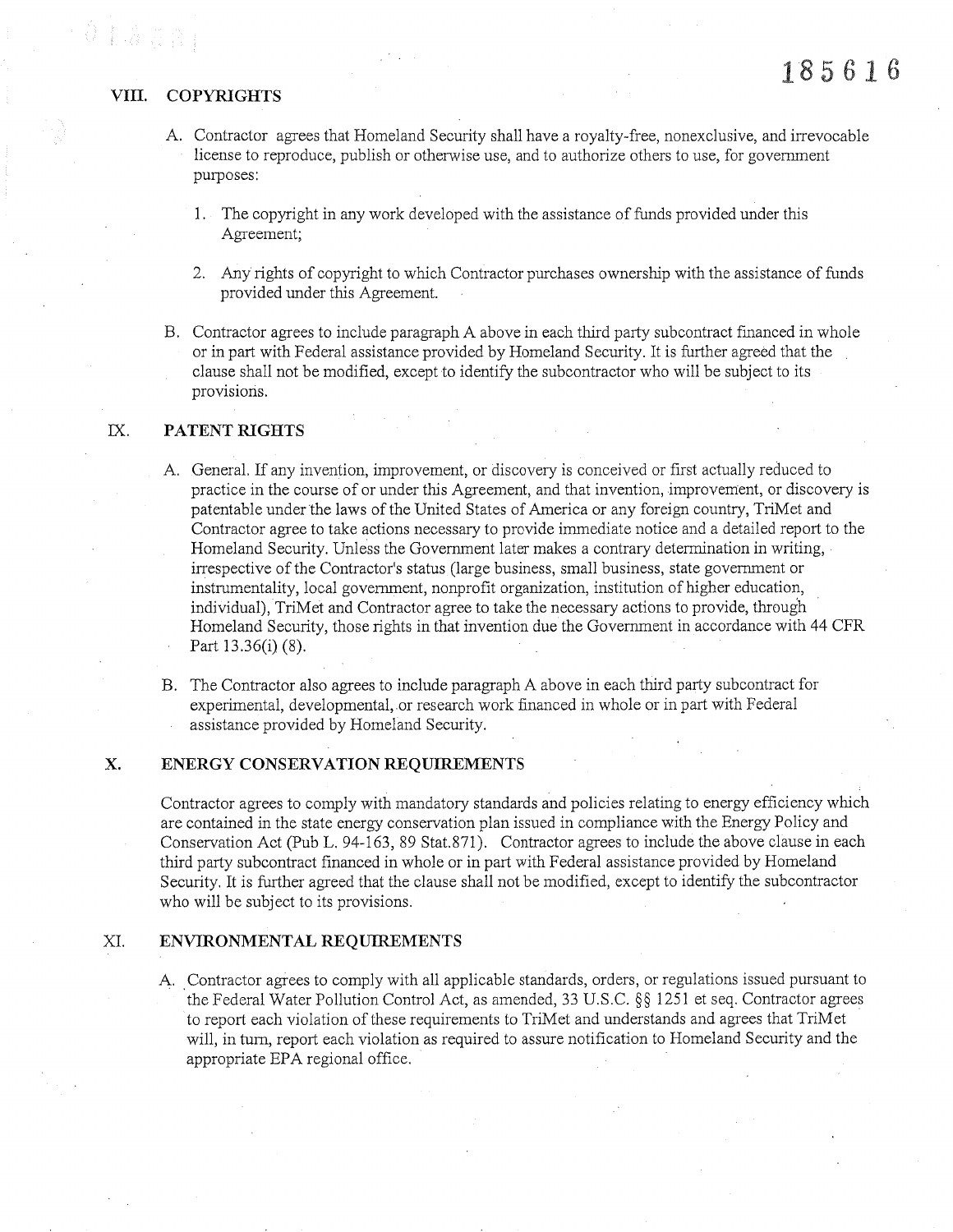## VIII. COPYRIGHTS

A. Contractor agrees that Homeland Security shall have a royalty-free, nonexclusive, and irrevocable license to reproduce, publish or otherwise use, and to authorize others to use, for government purposes:

1. The copyright in any work developed with the assistance of funds provided under this Agreement;

2. Any rights of copyright to which Contractor purchases ownership with the assistance of funds provided under this Agreement.

B. Contractor agrees to include paragraph A above in each third party subcontract financed in whole or in part with Federal assistance provided by Homeland Security. It is further agreed that the clause shall not be modified, except to identify the subcontractor who will be subject to its provisions.

## IX. PATENT RIGHTS

A. General. If any invention, improvement, or discovery is conceived or first actually reduced to practice in the course of or under this Agreement, and that invention, improvement, or discovery is patentable under the laws of the United States of America or any foreign country, TriMet and Contractor agree to take actions necessary to provide immediate notice and a detailed report to the Homeland Security. Unless the Government later makes a contrary determination in writing, irrespective of the Contractor's status (large business, small business, state government or instrumentality, local government, nonprofit organization, institution of higher education, individual), TriMet and Contractor agree to take the necessary actions to provide, through Homeland Security, those rights in that invention due the Government in accordance with 44 CFR Part 13.36(i) (8).

B. The Contractor also agrees to include paragraph A above in each third party subcontract for experimental, developmental, or research work financed in whole or in part with Federal assistance provided by Homeland Security.

## X. ENERGY CONSERVATION REQUIREMENTS

Contractor agrees to comply with mandatory standards and policies relating to energy efficiency which are contained in the state energy conservation plan issued in compliance with the Energy Policy and Conservation Act (Pub L. 94-163, 89 Stat.871). Contractor agrees to include the above clause in each third party subcontract financed in whole or in part with Federal assistance provided by Homeland Security. It is further agreed that the clause shall not be modified, except to identify the subcontractor who will be subject to its provisions.

## XI. ENVIRONMENTAL REQUIREMENTS

A. Contractor agrees to comply with all applicable standards, orders, or regulations issued pursuant to the Federal Water Pollution Control Act, as amended, 33 U.S.C. §§ 1251 et seq. Contractor agrees to report each violation of these requirements to TriMet and understands and agrees that TriMet will, in turn, report each violation as required to assure notification to Homeland Security and the appropriate EPA regional office.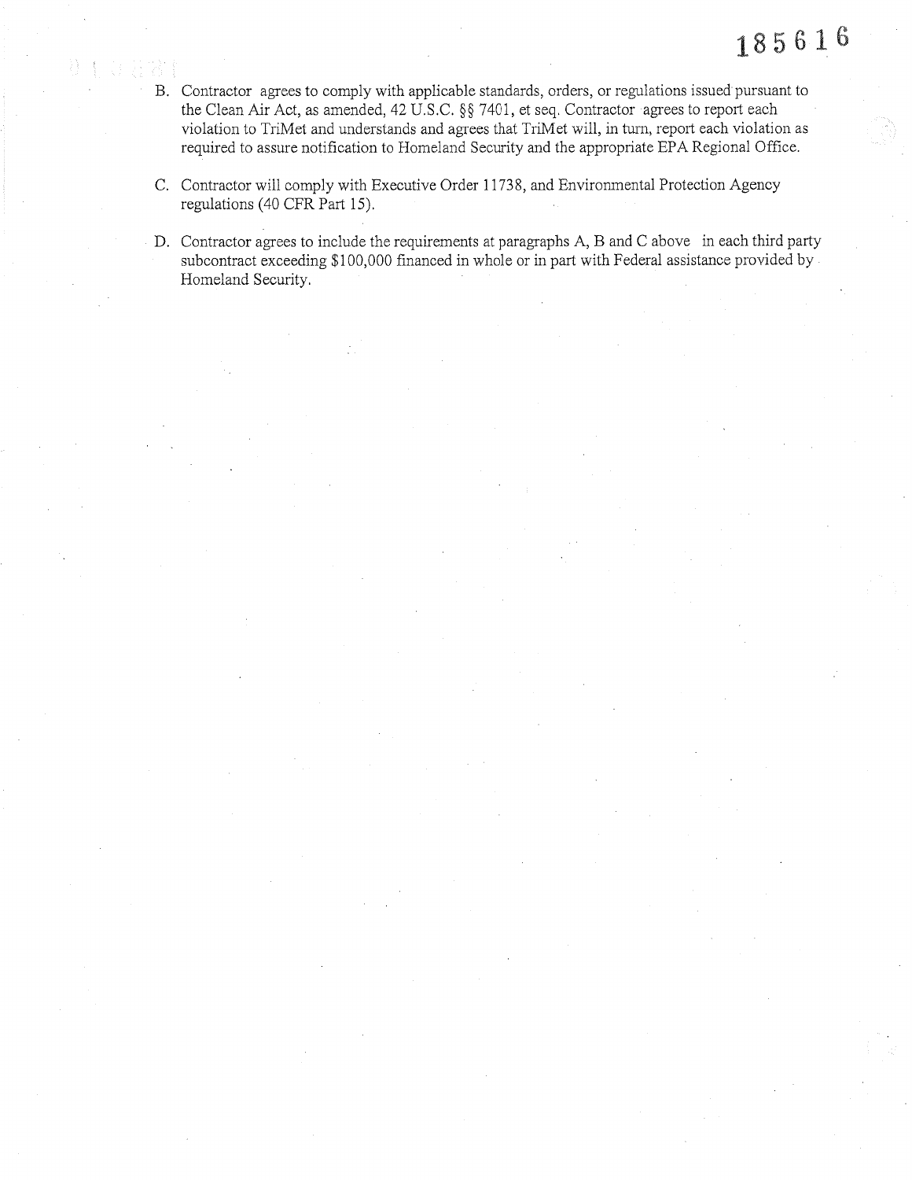B. Contractor agrees to comply with applicable standards, orders, or regulations issued pursuant to the Clean Air Act, as amended, 42 U.S.C. §§ 7401, et seq. Contractor agrees to report each violation to TriMet and understands and agrees that TriMet will, in turn, report each violation as required to assure notification to Homeland Security and the appropriate EPA Regional Office.

C. Contractor will comply with Executive Order 11738, and Environmental Protection Agency regulations (40 CFR Part 15).

D. Contractor agrees to include the requirements at paragraphs A, B and C above in each third party subcontract exceeding $100,000 financed in whole or in part with Federal assistance provided by Homeland Security.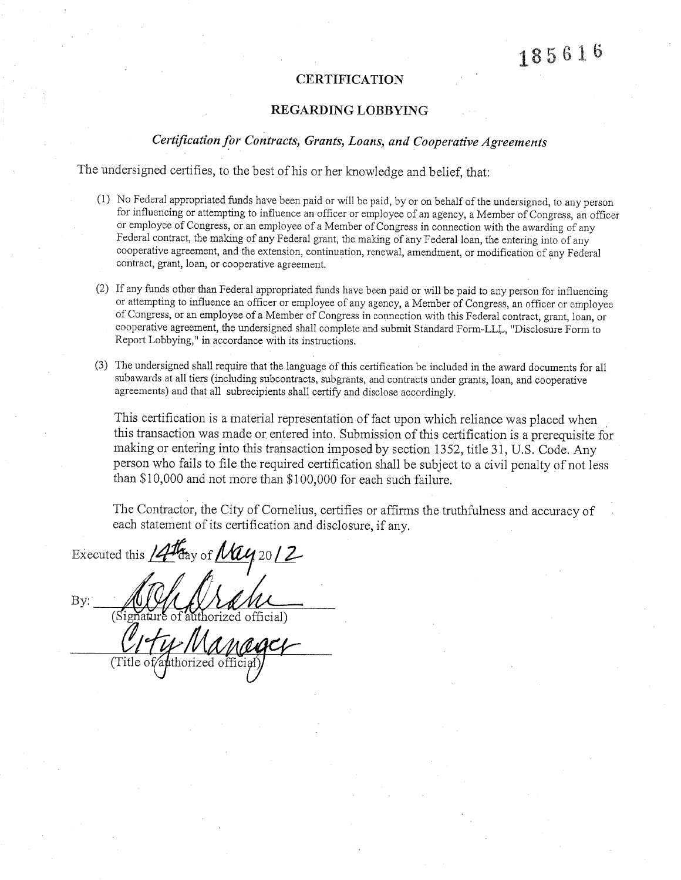185616

# CERTIFICATION

## REGARDING LOBBYING

### *Certification for Contracts, Grants, Loans, and Cooperative Agreements*

The undersigned certifies, to the best of his or her knowledge and belief, that:

(1) No Federal appropriated funds have been paid or will be paid, by or on behalf of the undersigned, to any person for influencing or attempting to influence an officer or employee of an agency, a Member of Congress, an officer or employee of Congress, or an employee of a Member of Congress in connection with the awarding of any Federal contract, the making of any Federal grant, the making of any Federal loan, the entering into of any cooperative agreement, and the extension, continuation, renewal, amendment, or modification of any Federal contract, grant, loan, or cooperative agreement.

(2) If any funds other than Federal appropriated funds have been paid or will be paid to any person for influencing or attempting to influence an officer or employee of any agency, a Member of Congress, an officer or employee of Congress, or an employee of a Member of Congress in connection with this Federal contract, grant, loan, or cooperative agreement, the undersigned shall complete and submit Standard Form-LLL, "Disclosure Form to Report Lobbying," in accordance with its instructions.

(3) The undersigned shall require that the language of this certification be included in the award documents for all subawards at all tiers (including subcontracts, subgrants, and contracts under grants, loan, and cooperative agreements) and that all subrecipients shall certify and disclose accordingly.

This certification is a material representation of fact upon which reliance was placed when this transaction was made or entered into. Submission of this certification is a prerequisite for making or entering into this transaction imposed by section 1352, title 31, U.S. Code. Any person who fails to file the required certification shall be subject to a civil penalty of not less than $10,000 and not more than $100,000 for each such failure.

The Contractor, the City of Cornelius, certifies or affirms the truthfulness and accuracy of each statement of its certification and disclosure, if any.

Executed this 14th day of May 2012

By: [signature]
(Signature of authorized official)

City Manager
(Title of authorized official)